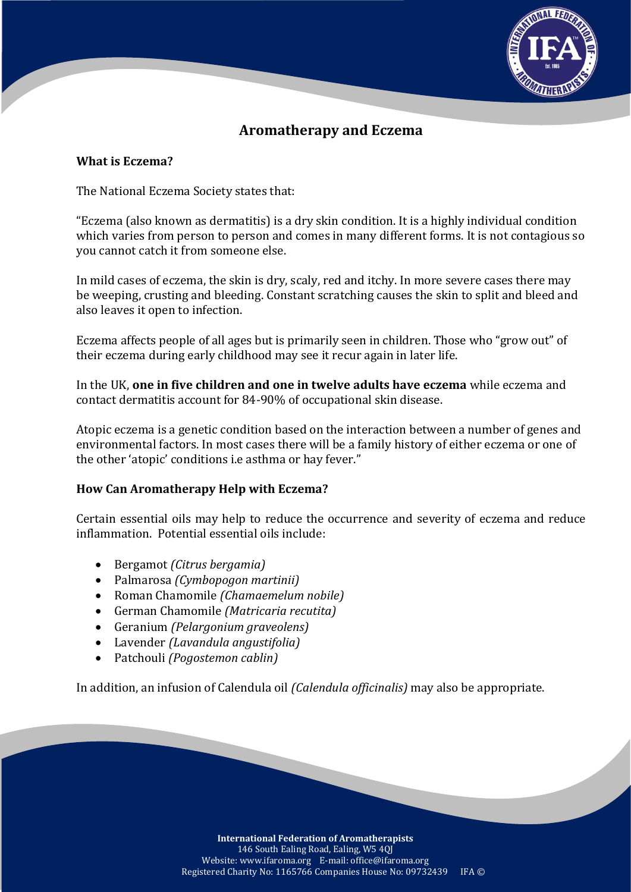# Aromatherapy and Eczema

## What is Eczema?

The National Eczema Society states that:

"Eczema (also known as dermatitis) is a dry skin condition. It is a highly individual condition which varies from person to person and comes in many different forms. It is not contagious so you cannot catch it from someone else.

In mild cases of eczema, the skin is dry, scaly, red and itchy. In more severe cases there may be weeping, crusting and bleeding. Constant scratching causes the skin to split and bleed and also leaves it open to infection.

Eczema affects people of all ages but is primarily seen in children. Those who "grow out" of their eczema during early childhood may see it recur again in later life.

In the UK, **one in five children and one in twelve adults have eczema** while eczema and contact dermatitis account for 84-90% of occupational skin disease.

Atopic eczema is a genetic condition based on the interaction between a number of genes and environmental factors. In most cases there will be a family history of either eczema or one of the other 'atopic' conditions i.e asthma or hay fever."

## How Can Aromatherapy Help with Eczema?

Certain essential oils may help to reduce the occurrence and severity of eczema and reduce inflammation. Potential essential oils include:

- Bergamot *(Citrus bergamia)*
- Palmarosa *(Cymbopogon martinii)*
- Roman Chamomile *(Chamaemelum nobile)*
- German Chamomile *(Matricaria recutita)*
- Geranium *(Pelargonium graveolens)*
- Lavender *(Lavandula angustifolia)*
- Patchouli *(Pogostemon cablin)*

In addition, an infusion of Calendula oil *(Calendula officinalis)* may also be appropriate.

**International Federation of Aromatherapists**
146 South Ealing Road, Ealing, W5 4QJ
Website: www.ifaroma.org E-mail: office@ifaroma.org
Registered Charity No: 1165766 Companies House No: 09732439 IFA ©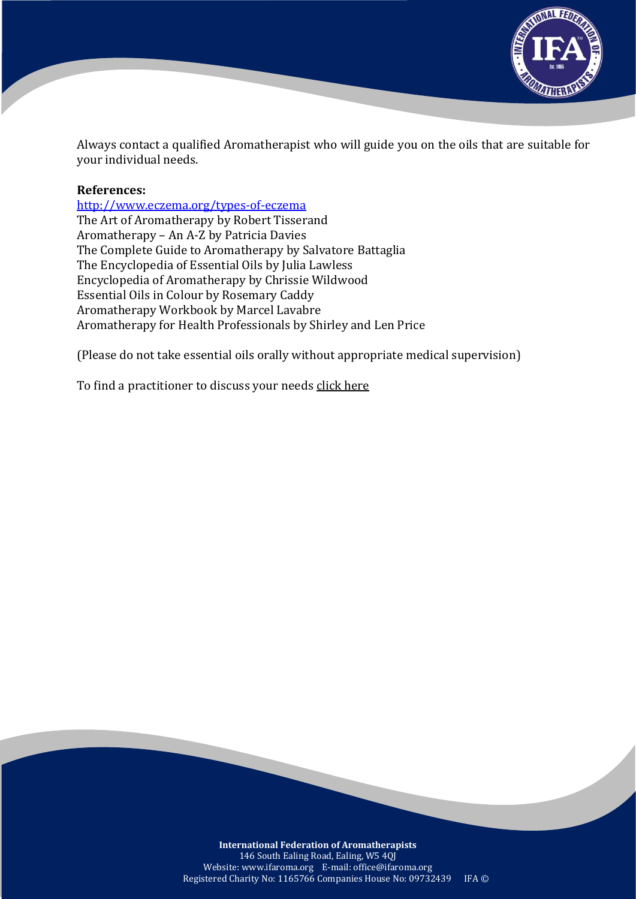Always contact a qualified Aromatherapist who will guide you on the oils that are suitable for your individual needs.

**References:**

http://www.eczema.org/types-of-eczema  
The Art of Aromatherapy by Robert Tisserand  
Aromatherapy – An A-Z by Patricia Davies  
The Complete Guide to Aromatherapy by Salvatore Battaglia  
The Encyclopedia of Essential Oils by Julia Lawless  
Encyclopedia of Aromatherapy by Chrissie Wildwood  
Essential Oils in Colour by Rosemary Caddy  
Aromatherapy Workbook by Marcel Lavabre  
Aromatherapy for Health Professionals by Shirley and Len Price

(Please do not take essential oils orally without appropriate medical supervision)

To find a practitioner to discuss your needs click here

**International Federation of Aromatherapists**  
146 South Ealing Road, Ealing, W5 4QJ  
Website: www.ifaroma.org E-mail: office@ifaroma.org  
Registered Charity No: 1165766 Companies House No: 09732439 IFA ©